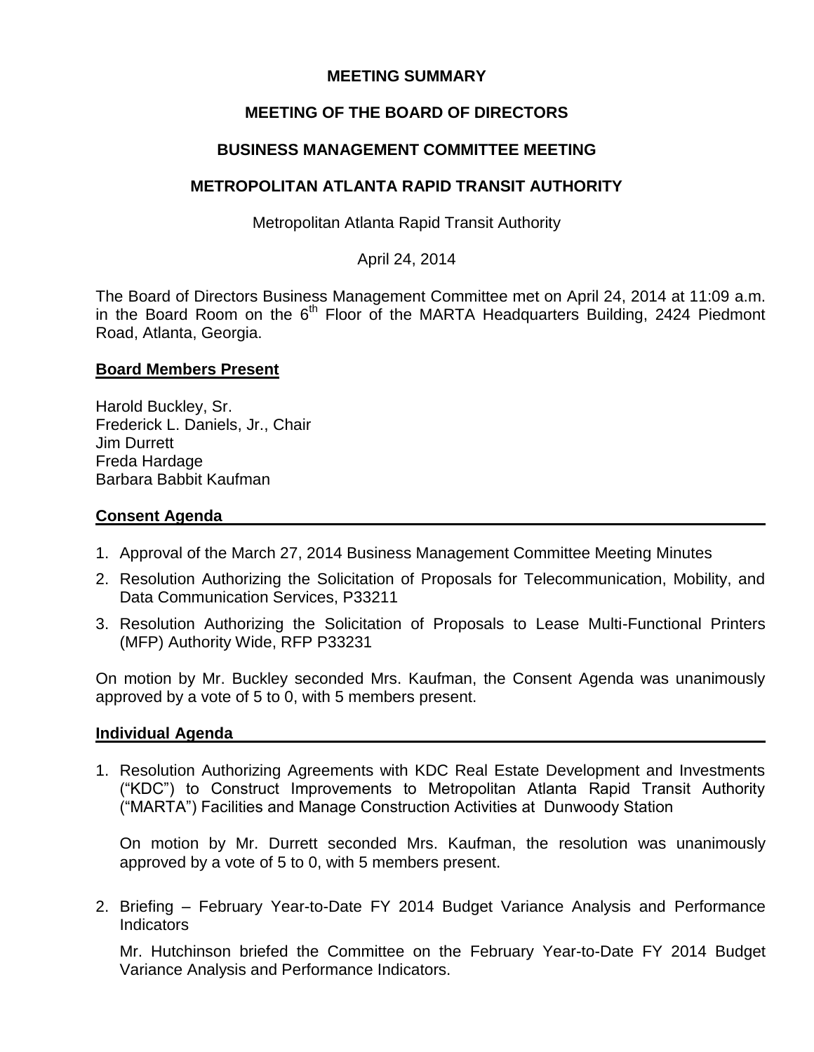**MEETING SUMMARY**

**MEETING OF THE BOARD OF DIRECTORS**

**BUSINESS MANAGEMENT COMMITTEE MEETING**

**METROPOLITAN ATLANTA RAPID TRANSIT AUTHORITY**

Metropolitan Atlanta Rapid Transit Authority

April 24, 2014

The Board of Directors Business Management Committee met on April 24, 2014 at 11:09 a.m. in the Board Room on the 6th Floor of the MARTA Headquarters Building, 2424 Piedmont Road, Atlanta, Georgia.

## Board Members Present

Harold Buckley, Sr.
Frederick L. Daniels, Jr., Chair
Jim Durrett
Freda Hardage
Barbara Babbit Kaufman

## Consent Agenda

1. Approval of the March 27, 2014 Business Management Committee Meeting Minutes
2. Resolution Authorizing the Solicitation of Proposals for Telecommunication, Mobility, and Data Communication Services, P33211
3. Resolution Authorizing the Solicitation of Proposals to Lease Multi-Functional Printers (MFP) Authority Wide, RFP P33231

On motion by Mr. Buckley seconded Mrs. Kaufman, the Consent Agenda was unanimously approved by a vote of 5 to 0, with 5 members present.

## Individual Agenda

1. Resolution Authorizing Agreements with KDC Real Estate Development and Investments ("KDC") to Construct Improvements to Metropolitan Atlanta Rapid Transit Authority ("MARTA") Facilities and Manage Construction Activities at Dunwoody Station

   On motion by Mr. Durrett seconded Mrs. Kaufman, the resolution was unanimously approved by a vote of 5 to 0, with 5 members present.

2. Briefing – February Year-to-Date FY 2014 Budget Variance Analysis and Performance Indicators

   Mr. Hutchinson briefed the Committee on the February Year-to-Date FY 2014 Budget Variance Analysis and Performance Indicators.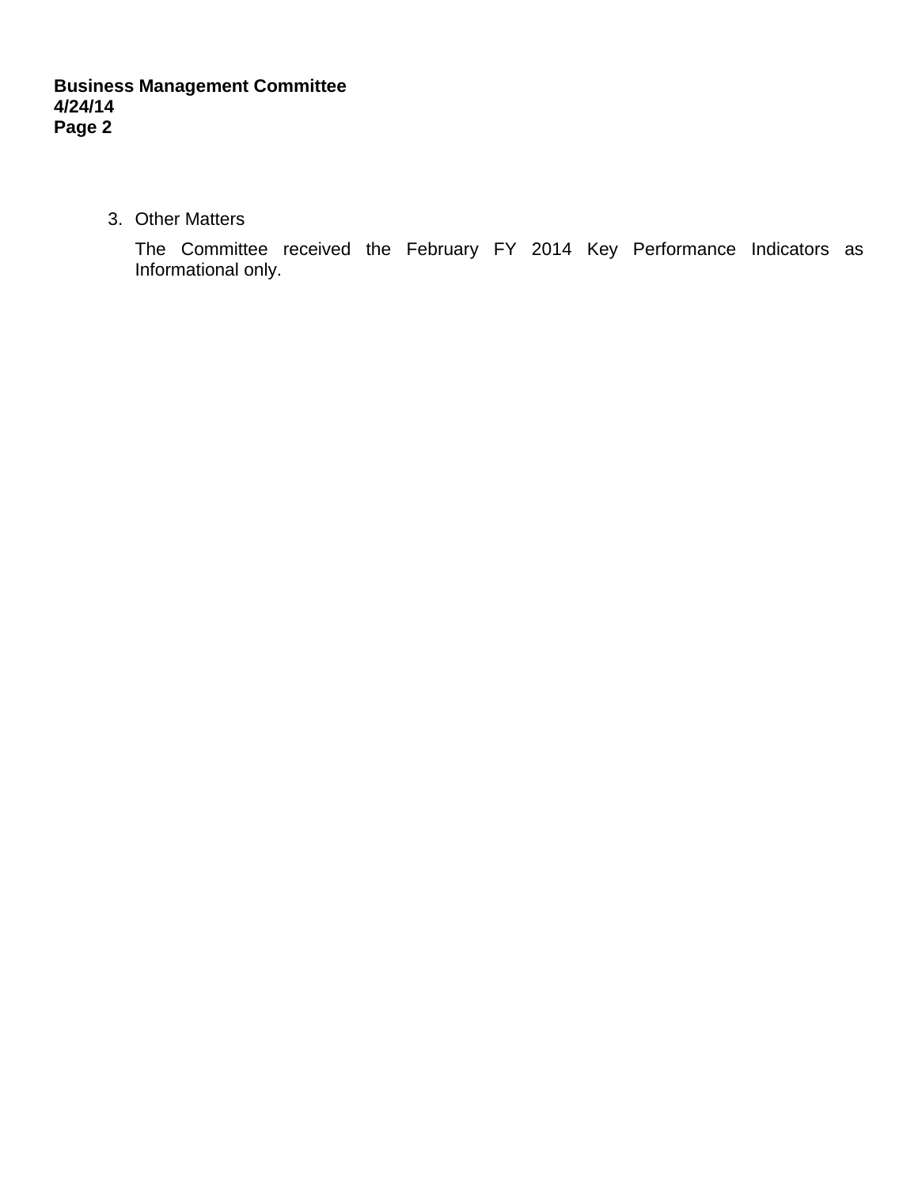3. Other Matters

   The Committee received the February FY 2014 Key Performance Indicators as Informational only.